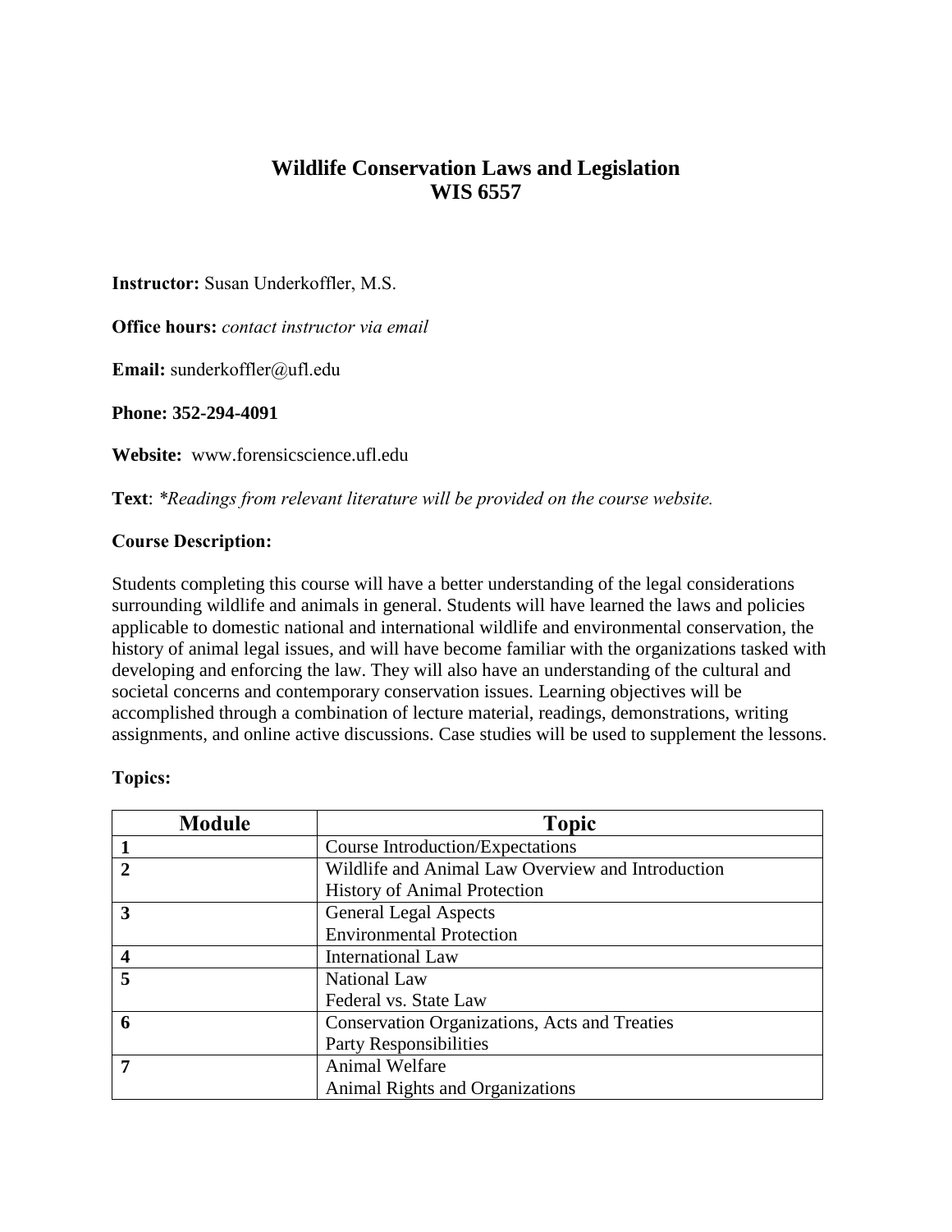# Wildlife Conservation Laws and Legislation
# WIS 6557

**Instructor:** Susan Underkoffler, M.S.

**Office hours:** *contact instructor via email*

**Email:** sunderkoffler@ufl.edu

**Phone: 352-294-4091**

**Website:** www.forensicscience.ufl.edu

**Text**: *\*Readings from relevant literature will be provided on the course website.*

**Course Description:**

Students completing this course will have a better understanding of the legal considerations surrounding wildlife and animals in general. Students will have learned the laws and policies applicable to domestic national and international wildlife and environmental conservation, the history of animal legal issues, and will have become familiar with the organizations tasked with developing and enforcing the law. They will also have an understanding of the cultural and societal concerns and contemporary conservation issues. Learning objectives will be accomplished through a combination of lecture material, readings, demonstrations, writing assignments, and online active discussions. Case studies will be used to supplement the lessons.

**Topics:**

| Module | Topic |
| --- | --- |
| **1** | Course Introduction/Expectations |
| **2** | Wildlife and Animal Law Overview and Introduction<br>History of Animal Protection |
| **3** | General Legal Aspects<br>Environmental Protection |
| **4** | International Law |
| **5** | National Law<br>Federal vs. State Law |
| **6** | Conservation Organizations, Acts and Treaties<br>Party Responsibilities |
| **7** | Animal Welfare<br>Animal Rights and Organizations |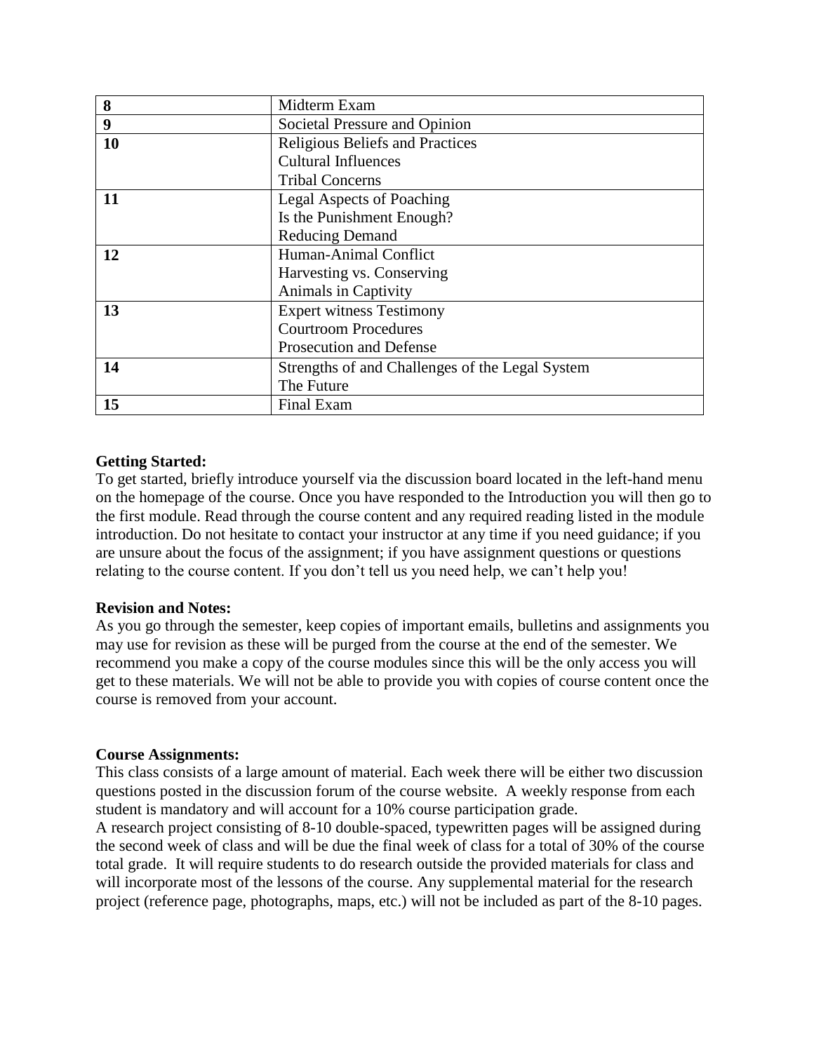| 8 | Midterm Exam |
|---|---|
| 9 | Societal Pressure and Opinion |
| 10 | Religious Beliefs and Practices<br>Cultural Influences<br>Tribal Concerns |
| 11 | Legal Aspects of Poaching<br>Is the Punishment Enough?<br>Reducing Demand |
| 12 | Human-Animal Conflict<br>Harvesting vs. Conserving<br>Animals in Captivity |
| 13 | Expert witness Testimony<br>Courtroom Procedures<br>Prosecution and Defense |
| 14 | Strengths of and Challenges of the Legal System<br>The Future |
| 15 | Final Exam |

**Getting Started:**
To get started, briefly introduce yourself via the discussion board located in the left-hand menu on the homepage of the course. Once you have responded to the Introduction you will then go to the first module. Read through the course content and any required reading listed in the module introduction. Do not hesitate to contact your instructor at any time if you need guidance; if you are unsure about the focus of the assignment; if you have assignment questions or questions relating to the course content. If you don't tell us you need help, we can't help you!

**Revision and Notes:**
As you go through the semester, keep copies of important emails, bulletins and assignments you may use for revision as these will be purged from the course at the end of the semester. We recommend you make a copy of the course modules since this will be the only access you will get to these materials. We will not be able to provide you with copies of course content once the course is removed from your account.

**Course Assignments:**
This class consists of a large amount of material. Each week there will be either two discussion questions posted in the discussion forum of the course website. A weekly response from each student is mandatory and will account for a 10% course participation grade.
A research project consisting of 8-10 double-spaced, typewritten pages will be assigned during the second week of class and will be due the final week of class for a total of 30% of the course total grade. It will require students to do research outside the provided materials for class and will incorporate most of the lessons of the course. Any supplemental material for the research project (reference page, photographs, maps, etc.) will not be included as part of the 8-10 pages.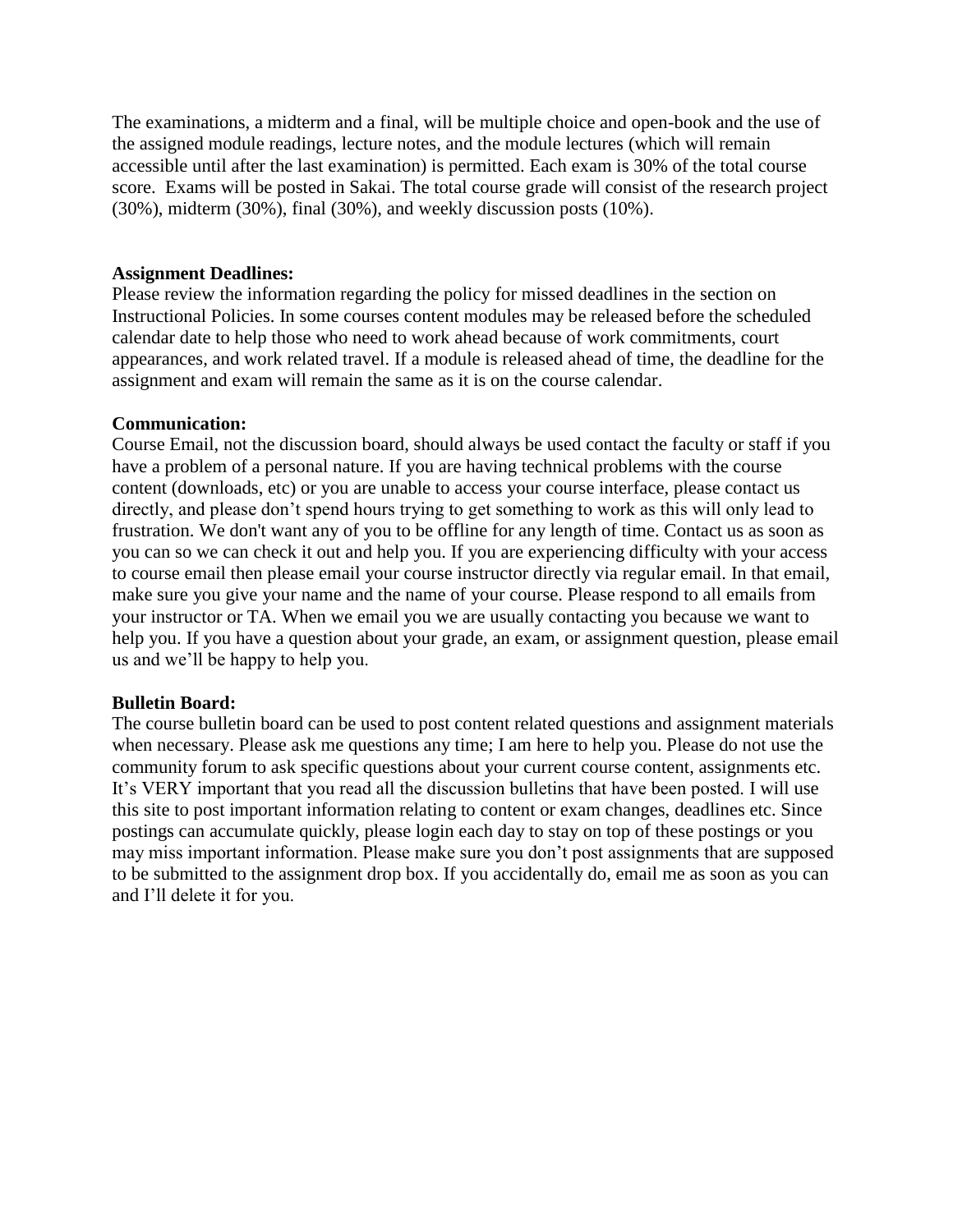The examinations, a midterm and a final, will be multiple choice and open-book and the use of the assigned module readings, lecture notes, and the module lectures (which will remain accessible until after the last examination) is permitted. Each exam is 30% of the total course score. Exams will be posted in Sakai. The total course grade will consist of the research project (30%), midterm (30%), final (30%), and weekly discussion posts (10%).

**Assignment Deadlines:**
Please review the information regarding the policy for missed deadlines in the section on Instructional Policies. In some courses content modules may be released before the scheduled calendar date to help those who need to work ahead because of work commitments, court appearances, and work related travel. If a module is released ahead of time, the deadline for the assignment and exam will remain the same as it is on the course calendar.

**Communication:**
Course Email, not the discussion board, should always be used contact the faculty or staff if you have a problem of a personal nature. If you are having technical problems with the course content (downloads, etc) or you are unable to access your course interface, please contact us directly, and please don't spend hours trying to get something to work as this will only lead to frustration. We don't want any of you to be offline for any length of time. Contact us as soon as you can so we can check it out and help you. If you are experiencing difficulty with your access to course email then please email your course instructor directly via regular email. In that email, make sure you give your name and the name of your course. Please respond to all emails from your instructor or TA. When we email you we are usually contacting you because we want to help you. If you have a question about your grade, an exam, or assignment question, please email us and we'll be happy to help you.

**Bulletin Board:**
The course bulletin board can be used to post content related questions and assignment materials when necessary. Please ask me questions any time; I am here to help you. Please do not use the community forum to ask specific questions about your current course content, assignments etc. It's VERY important that you read all the discussion bulletins that have been posted. I will use this site to post important information relating to content or exam changes, deadlines etc. Since postings can accumulate quickly, please login each day to stay on top of these postings or you may miss important information. Please make sure you don't post assignments that are supposed to be submitted to the assignment drop box. If you accidentally do, email me as soon as you can and I'll delete it for you.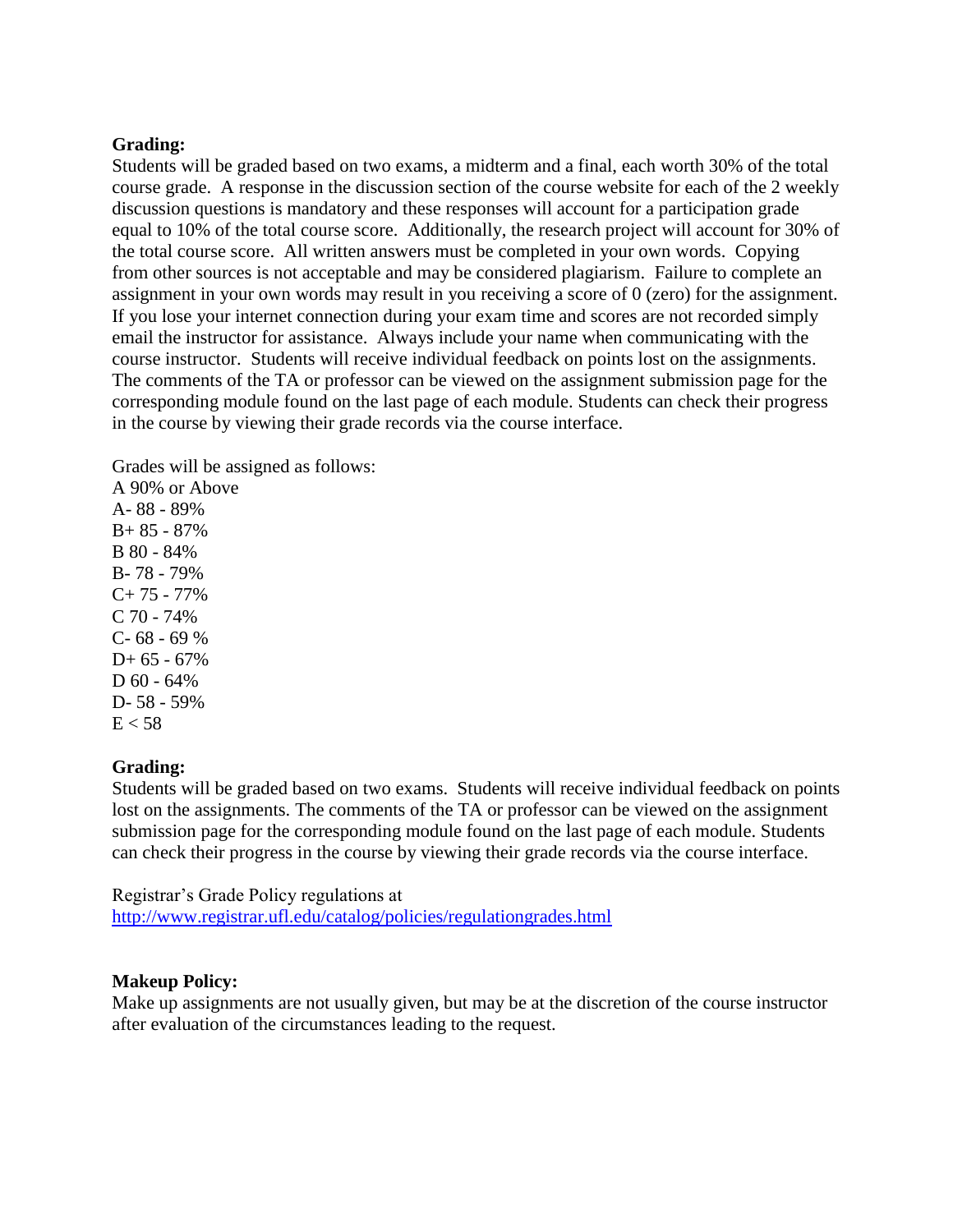**Grading:**

Students will be graded based on two exams, a midterm and a final, each worth 30% of the total course grade. A response in the discussion section of the course website for each of the 2 weekly discussion questions is mandatory and these responses will account for a participation grade equal to 10% of the total course score. Additionally, the research project will account for 30% of the total course score. All written answers must be completed in your own words. Copying from other sources is not acceptable and may be considered plagiarism. Failure to complete an assignment in your own words may result in you receiving a score of 0 (zero) for the assignment. If you lose your internet connection during your exam time and scores are not recorded simply email the instructor for assistance. Always include your name when communicating with the course instructor. Students will receive individual feedback on points lost on the assignments. The comments of the TA or professor can be viewed on the assignment submission page for the corresponding module found on the last page of each module. Students can check their progress in the course by viewing their grade records via the course interface.

Grades will be assigned as follows:
A 90% or Above
A- 88 - 89%
B+ 85 - 87%
B 80 - 84%
B- 78 - 79%
C+ 75 - 77%
C 70 - 74%
C- 68 - 69 %
D+ 65 - 67%
D 60 - 64%
D- 58 - 59%
E < 58

**Grading:**

Students will be graded based on two exams. Students will receive individual feedback on points lost on the assignments. The comments of the TA or professor can be viewed on the assignment submission page for the corresponding module found on the last page of each module. Students can check their progress in the course by viewing their grade records via the course interface.

Registrar's Grade Policy regulations at
http://www.registrar.ufl.edu/catalog/policies/regulationgrades.html

**Makeup Policy:**

Make up assignments are not usually given, but may be at the discretion of the course instructor after evaluation of the circumstances leading to the request.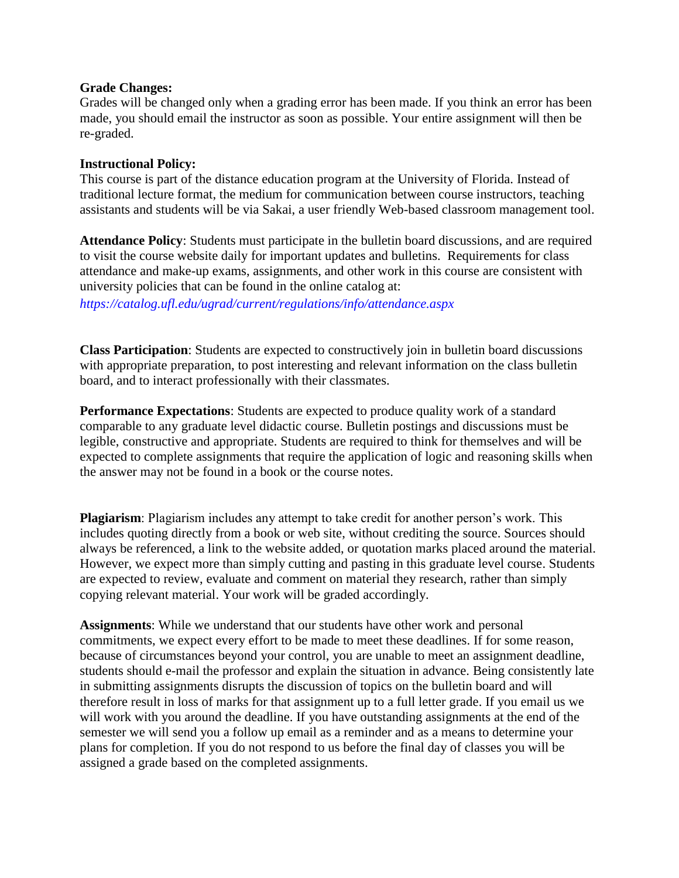**Grade Changes:**
Grades will be changed only when a grading error has been made. If you think an error has been made, you should email the instructor as soon as possible. Your entire assignment will then be re-graded.

**Instructional Policy:**
This course is part of the distance education program at the University of Florida. Instead of traditional lecture format, the medium for communication between course instructors, teaching assistants and students will be via Sakai, a user friendly Web-based classroom management tool.

**Attendance Policy**: Students must participate in the bulletin board discussions, and are required to visit the course website daily for important updates and bulletins. Requirements for class attendance and make-up exams, assignments, and other work in this course are consistent with university policies that can be found in the online catalog at:

*https://catalog.ufl.edu/ugrad/current/regulations/info/attendance.aspx*

**Class Participation**: Students are expected to constructively join in bulletin board discussions with appropriate preparation, to post interesting and relevant information on the class bulletin board, and to interact professionally with their classmates.

**Performance Expectations**: Students are expected to produce quality work of a standard comparable to any graduate level didactic course. Bulletin postings and discussions must be legible, constructive and appropriate. Students are required to think for themselves and will be expected to complete assignments that require the application of logic and reasoning skills when the answer may not be found in a book or the course notes.

**Plagiarism**: Plagiarism includes any attempt to take credit for another person's work. This includes quoting directly from a book or web site, without crediting the source. Sources should always be referenced, a link to the website added, or quotation marks placed around the material. However, we expect more than simply cutting and pasting in this graduate level course. Students are expected to review, evaluate and comment on material they research, rather than simply copying relevant material. Your work will be graded accordingly.

**Assignments**: While we understand that our students have other work and personal commitments, we expect every effort to be made to meet these deadlines. If for some reason, because of circumstances beyond your control, you are unable to meet an assignment deadline, students should e-mail the professor and explain the situation in advance. Being consistently late in submitting assignments disrupts the discussion of topics on the bulletin board and will therefore result in loss of marks for that assignment up to a full letter grade. If you email us we will work with you around the deadline. If you have outstanding assignments at the end of the semester we will send you a follow up email as a reminder and as a means to determine your plans for completion. If you do not respond to us before the final day of classes you will be assigned a grade based on the completed assignments.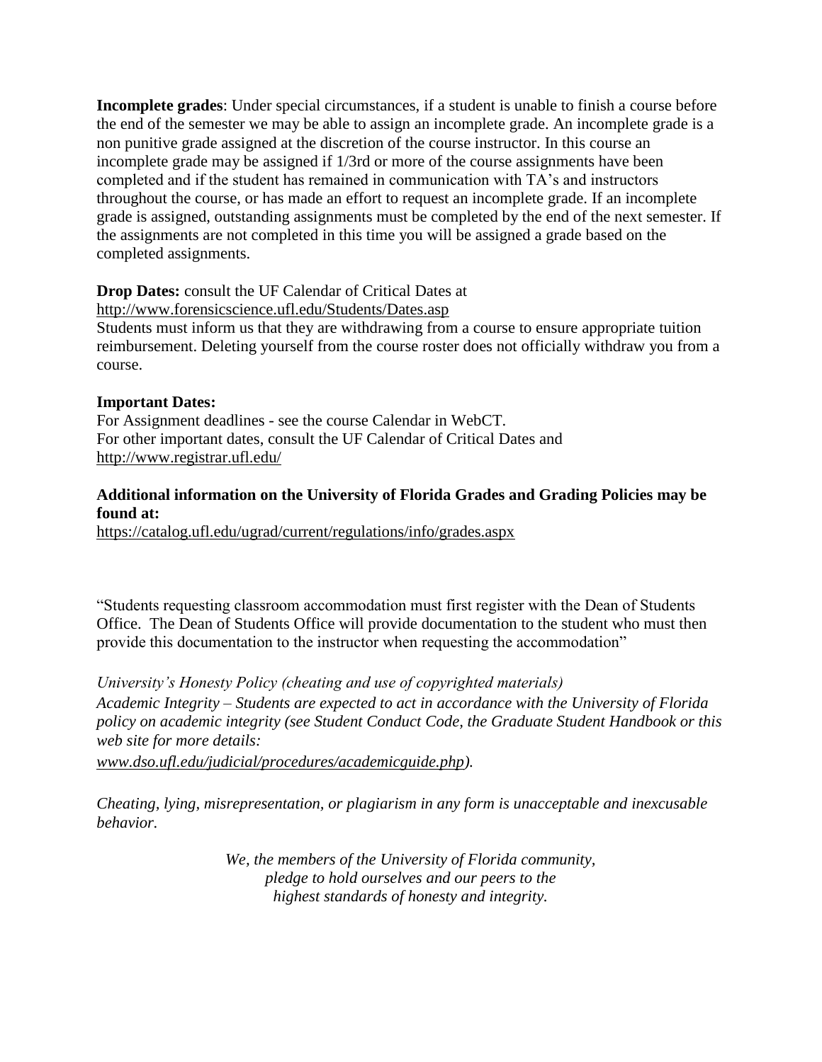**Incomplete grades**: Under special circumstances, if a student is unable to finish a course before the end of the semester we may be able to assign an incomplete grade. An incomplete grade is a non punitive grade assigned at the discretion of the course instructor. In this course an incomplete grade may be assigned if 1/3rd or more of the course assignments have been completed and if the student has remained in communication with TA's and instructors throughout the course, or has made an effort to request an incomplete grade. If an incomplete grade is assigned, outstanding assignments must be completed by the end of the next semester. If the assignments are not completed in this time you will be assigned a grade based on the completed assignments.

**Drop Dates:** consult the UF Calendar of Critical Dates at
http://www.forensicscience.ufl.edu/Students/Dates.asp
Students must inform us that they are withdrawing from a course to ensure appropriate tuition reimbursement. Deleting yourself from the course roster does not officially withdraw you from a course.

**Important Dates:**
For Assignment deadlines - see the course Calendar in WebCT.
For other important dates, consult the UF Calendar of Critical Dates and
http://www.registrar.ufl.edu/

**Additional information on the University of Florida Grades and Grading Policies may be found at:**
https://catalog.ufl.edu/ugrad/current/regulations/info/grades.aspx

"Students requesting classroom accommodation must first register with the Dean of Students Office. The Dean of Students Office will provide documentation to the student who must then provide this documentation to the instructor when requesting the accommodation"

*University's Honesty Policy (cheating and use of copyrighted materials)*
*Academic Integrity – Students are expected to act in accordance with the University of Florida policy on academic integrity (see Student Conduct Code, the Graduate Student Handbook or this web site for more details:*
*www.dso.ufl.edu/judicial/procedures/academicguide.php).*

*Cheating, lying, misrepresentation, or plagiarism in any form is unacceptable and inexcusable behavior.*

*We, the members of the University of Florida community,*
*pledge to hold ourselves and our peers to the*
*highest standards of honesty and integrity.*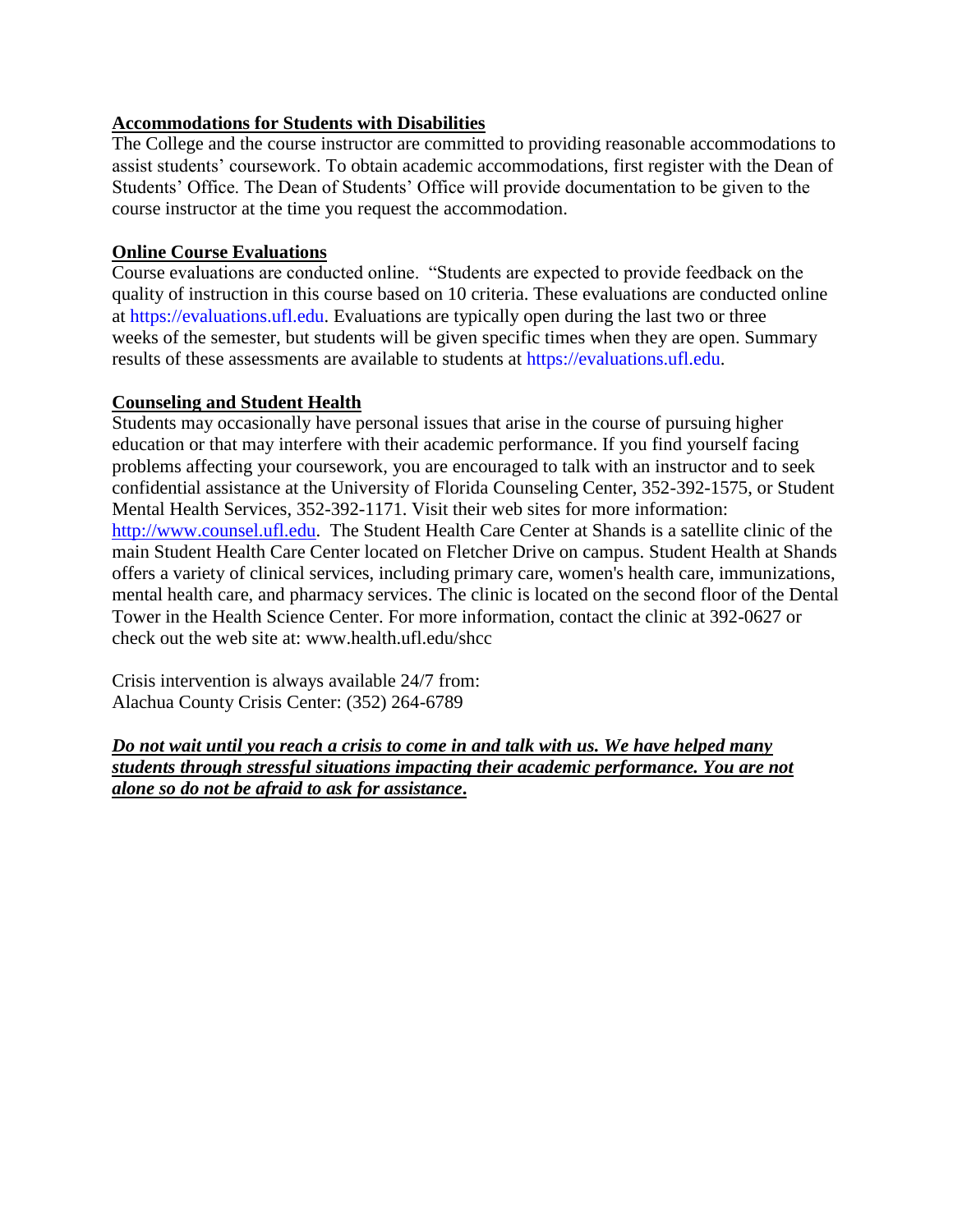**Accommodations for Students with Disabilities**

The College and the course instructor are committed to providing reasonable accommodations to assist students' coursework. To obtain academic accommodations, first register with the Dean of Students' Office. The Dean of Students' Office will provide documentation to be given to the course instructor at the time you request the accommodation.

**Online Course Evaluations**

Course evaluations are conducted online. "Students are expected to provide feedback on the quality of instruction in this course based on 10 criteria. These evaluations are conducted online at https://evaluations.ufl.edu. Evaluations are typically open during the last two or three weeks of the semester, but students will be given specific times when they are open. Summary results of these assessments are available to students at https://evaluations.ufl.edu.

**Counseling and Student Health**

Students may occasionally have personal issues that arise in the course of pursuing higher education or that may interfere with their academic performance. If you find yourself facing problems affecting your coursework, you are encouraged to talk with an instructor and to seek confidential assistance at the University of Florida Counseling Center, 352-392-1575, or Student Mental Health Services, 352-392-1171. Visit their web sites for more information: http://www.counsel.ufl.edu. The Student Health Care Center at Shands is a satellite clinic of the main Student Health Care Center located on Fletcher Drive on campus. Student Health at Shands offers a variety of clinical services, including primary care, women's health care, immunizations, mental health care, and pharmacy services. The clinic is located on the second floor of the Dental Tower in the Health Science Center. For more information, contact the clinic at 392-0627 or check out the web site at: www.health.ufl.edu/shcc

Crisis intervention is always available 24/7 from:
Alachua County Crisis Center: (352) 264-6789

***Do not wait until you reach a crisis to come in and talk with us. We have helped many students through stressful situations impacting their academic performance. You are not alone so do not be afraid to ask for assistance.***